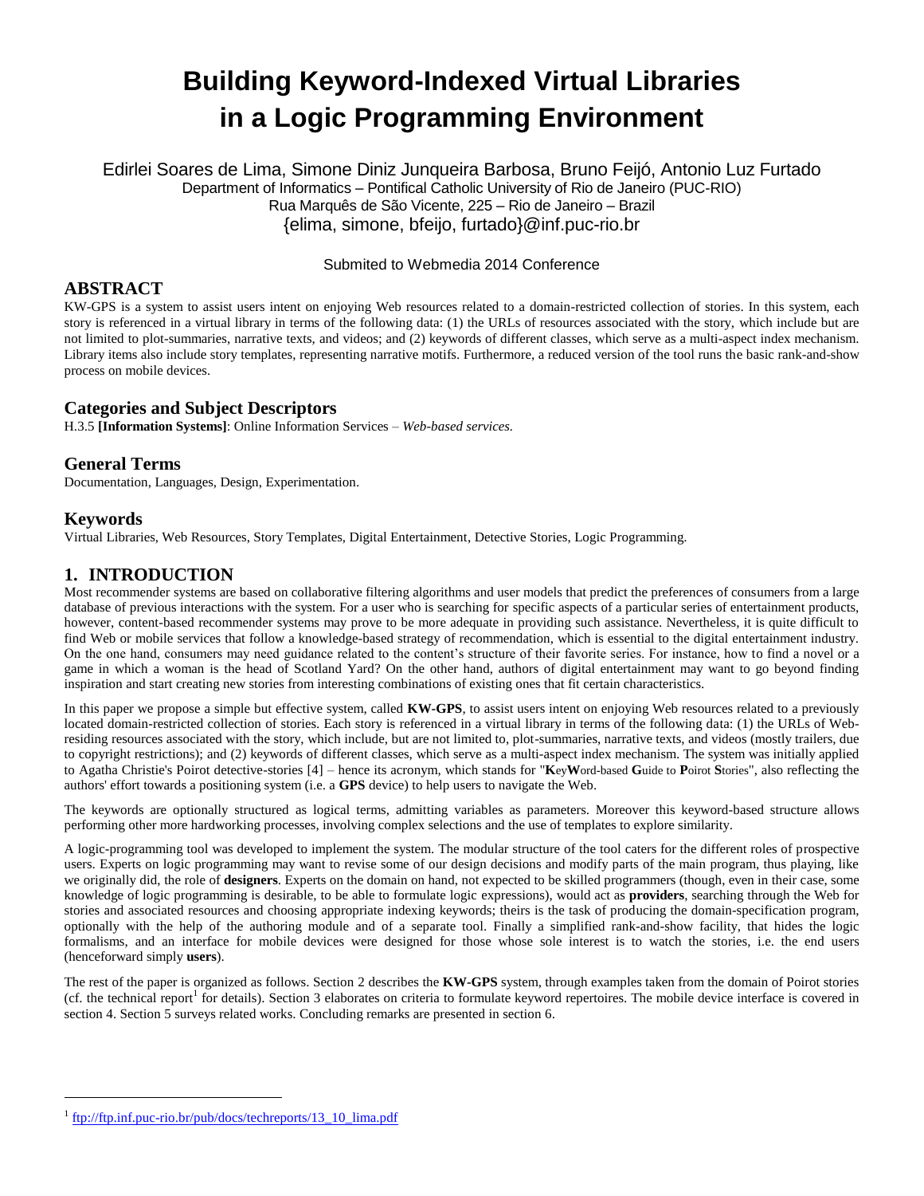# Building Keyword-Indexed Virtual Libraries in a Logic Programming Environment

Edirlei Soares de Lima, Simone Diniz Junqueira Barbosa, Bruno Feijó, Antonio Luz Furtado
Department of Informatics – Pontifical Catholic University of Rio de Janeiro (PUC-RIO)
Rua Marquês de São Vicente, 225 – Rio de Janeiro – Brazil
{elima, simone, bfeijo, furtado}@inf.puc-rio.br

Submited to Webmedia 2014 Conference

## ABSTRACT

KW-GPS is a system to assist users intent on enjoying Web resources related to a domain-restricted collection of stories. In this system, each story is referenced in a virtual library in terms of the following data: (1) the URLs of resources associated with the story, which include but are not limited to plot-summaries, narrative texts, and videos; and (2) keywords of different classes, which serve as a multi-aspect index mechanism. Library items also include story templates, representing narrative motifs. Furthermore, a reduced version of the tool runs the basic rank-and-show process on mobile devices.

## Categories and Subject Descriptors

H.3.5 **[Information Systems]**: Online Information Services – *Web-based services.*

## General Terms

Documentation, Languages, Design, Experimentation.

## Keywords

Virtual Libraries, Web Resources, Story Templates, Digital Entertainment, Detective Stories, Logic Programming.

## 1. INTRODUCTION

Most recommender systems are based on collaborative filtering algorithms and user models that predict the preferences of consumers from a large database of previous interactions with the system. For a user who is searching for specific aspects of a particular series of entertainment products, however, content-based recommender systems may prove to be more adequate in providing such assistance. Nevertheless, it is quite difficult to find Web or mobile services that follow a knowledge-based strategy of recommendation, which is essential to the digital entertainment industry. On the one hand, consumers may need guidance related to the content's structure of their favorite series. For instance, how to find a novel or a game in which a woman is the head of Scotland Yard? On the other hand, authors of digital entertainment may want to go beyond finding inspiration and start creating new stories from interesting combinations of existing ones that fit certain characteristics.

In this paper we propose a simple but effective system, called **KW-GPS**, to assist users intent on enjoying Web resources related to a previously located domain-restricted collection of stories. Each story is referenced in a virtual library in terms of the following data: (1) the URLs of Web-residing resources associated with the story, which include, but are not limited to, plot-summaries, narrative texts, and videos (mostly trailers, due to copyright restrictions); and (2) keywords of different classes, which serve as a multi-aspect index mechanism. The system was initially applied to Agatha Christie's Poirot detective-stories [4] – hence its acronym, which stands for "**K**ey**W**ord-based **G**uide to **P**oirot **S**tories", also reflecting the authors' effort towards a positioning system (i.e. a **GPS** device) to help users to navigate the Web.

The keywords are optionally structured as logical terms, admitting variables as parameters. Moreover this keyword-based structure allows performing other more hardworking processes, involving complex selections and the use of templates to explore similarity.

A logic-programming tool was developed to implement the system. The modular structure of the tool caters for the different roles of prospective users. Experts on logic programming may want to revise some of our design decisions and modify parts of the main program, thus playing, like we originally did, the role of **designers**. Experts on the domain on hand, not expected to be skilled programmers (though, even in their case, some knowledge of logic programming is desirable, to be able to formulate logic expressions), would act as **providers**, searching through the Web for stories and associated resources and choosing appropriate indexing keywords; theirs is the task of producing the domain-specification program, optionally with the help of the authoring module and of a separate tool. Finally a simplified rank-and-show facility, that hides the logic formalisms, and an interface for mobile devices were designed for those whose sole interest is to watch the stories, i.e. the end users (henceforward simply **users**).

The rest of the paper is organized as follows. Section 2 describes the **KW-GPS** system, through examples taken from the domain of Poirot stories (cf. the technical report[1] for details). Section 3 elaborates on criteria to formulate keyword repertoires. The mobile device interface is covered in section 4. Section 5 surveys related works. Concluding remarks are presented in section 6.

[1] ftp://ftp.inf.puc-rio.br/pub/docs/techreports/13_10_lima.pdf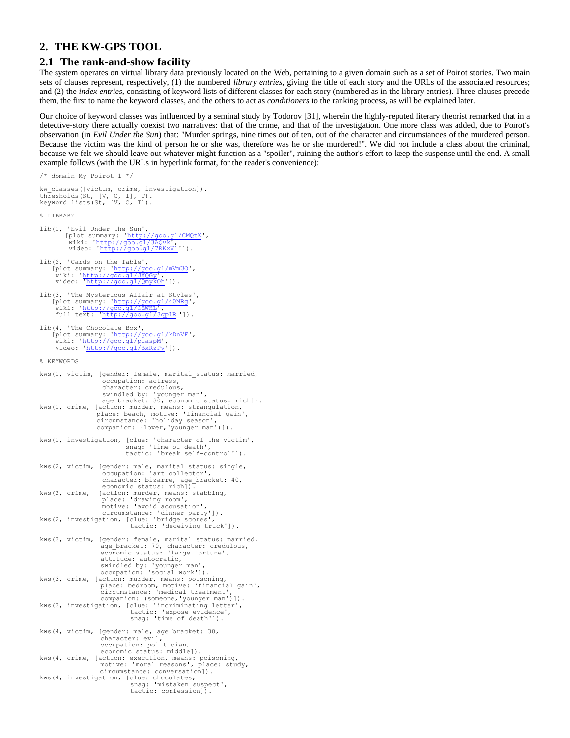## 2. THE KW-GPS TOOL

### 2.1 The rank-and-show facility

The system operates on virtual library data previously located on the Web, pertaining to a given domain such as a set of Poirot stories. Two main sets of clauses represent, respectively, (1) the numbered *library entries*, giving the title of each story and the URLs of the associated resources; and (2) the *index entries*, consisting of keyword lists of different classes for each story (numbered as in the library entries). Three clauses precede them, the first to name the keyword classes, and the others to act as *conditioners* to the ranking process, as will be explained later.

Our choice of keyword classes was influenced by a seminal study by Todorov [31], wherein the highly-reputed literary theorist remarked that in a detective-story there actually coexist two narratives: that of the crime, and that of the investigation. One more class was added, due to Poirot's observation (in *Evil Under the Sun*) that: "Murder springs, nine times out of ten, out of the character and circumstances of the murdered person. Because the victim was the kind of person he or she was, therefore was he or she murdered!". We did *not* include a class about the criminal, because we felt we should leave out whatever might function as a "spoiler", ruining the author's effort to keep the suspense until the end. A small example follows (with the URLs in hyperlink format, for the reader's convenience):

```
/* domain My Poirot 1 */

kw_classes([victim, crime, investigation]).
thresholds(St, [V, C, I], T).
keyword_lists(St, [V, C, I]).

% LIBRARY

lib(1, 'Evil Under the Sun',
      [plot_summary: 'http://goo.gl/CMQtK',
       wiki: 'http://goo.gl/3AQvk',
       video: 'http://goo.gl/7RKxV1']).

lib(2, 'Cards on the Table',
   [plot_summary: 'http://goo.gl/mVmUO',
    wiki: 'http://goo.gl/JXQGy',
    video: 'http://goo.gl/QmykOh']).

lib(3, 'The Mysterious Affair at Styles',
   [plot_summary: 'http://goo.gl/40MRg',
    wiki: 'http://goo.gl/OEWHL',
    full_text: 'http://goo.gl/3qp1R ']).

lib(4, 'The Chocolate Box',
   [plot_summary: 'http://goo.gl/kDnVF',
    wiki: 'http://goo.gl/piaspM',
    video: 'http://goo.gl/BxRzPv']).

% KEYWORDS

kws(1, victim, [gender: female, marital_status: married,
                occupation: actress,
                character: credulous,
                swindled_by: 'younger man',
                age_bracket: 30, economic_status: rich]).
kws(1, crime, [action: murder, means: strangulation,
              place: beach, motive: 'financial gain',
              circumstance: 'holiday season',
              companion: (lover,'younger man')]).

kws(1, investigation, [clue: 'character of the victim',
                       snag: 'time of death',
                       tactic: 'break self-control']).

kws(2, victim, [gender: male, marital_status: single,
                occupation: 'art collector',
                character: bizarre, age_bracket: 40,
                economic_status: rich]).
kws(2, crime,  [action: murder, means: stabbing,
                place: 'drawing room',
                motive: 'avoid accusation',
                circumstance: 'dinner party']).
kws(2, investigation, [clue: 'bridge scores',
                        tactic: 'deceiving trick']).

kws(3, victim, [gender: female, marital_status: married,
               age_bracket: 70, character: credulous,
               economic_status: 'large fortune',
               attitude: autocratic,
               swindled_by: 'younger man',
               occupation: 'social work']).
kws(3, crime, [action: murder, means: poisoning,
               place: bedroom, motive: 'financial gain',
               circumstance: 'medical treatment',
               companion: (someone,'younger man')]).
kws(3, investigation, [clue: 'incriminating letter',
                        tactic: 'expose evidence',
                        snag: 'time of death']).

kws(4, victim, [gender: male, age_bracket: 30,
               character: evil,
               occupation: politician,
               economic_status: middle]).
kws(4, crime, [action: execution, means: poisoning,
               motive: 'moral reasons', place: study,
               circumstance: conversation]).
kws(4, investigation, [clue: chocolates,
                        snag: 'mistaken suspect',
                        tactic: confession]).
```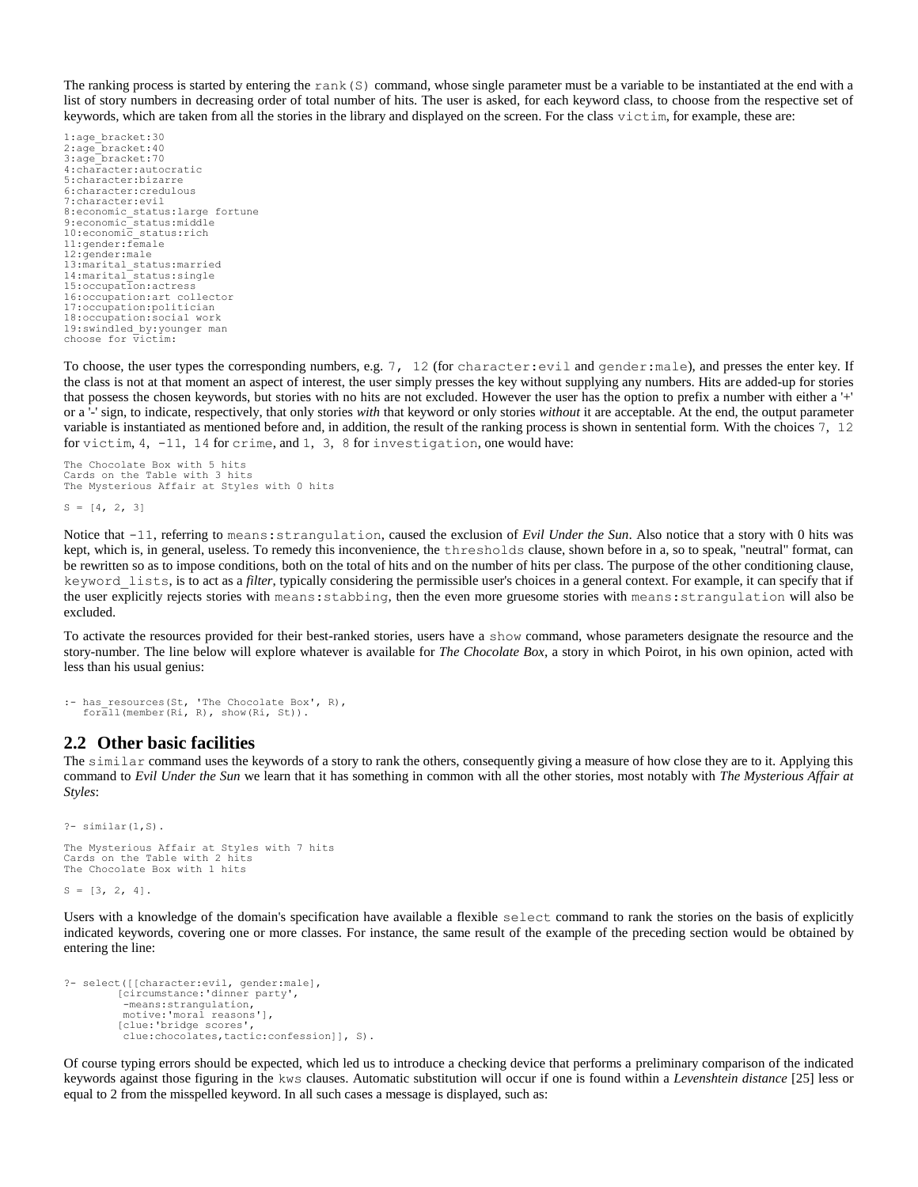The ranking process is started by entering the `rank(S)` command, whose single parameter must be a variable to be instantiated at the end with a list of story numbers in decreasing order of total number of hits. The user is asked, for each keyword class, to choose from the respective set of keywords, which are taken from all the stories in the library and displayed on the screen. For the class `victim`, for example, these are:

```
1:age_bracket:30
2:age_bracket:40
3:age_bracket:70
4:character:autocratic
5:character:bizarre
6:character:credulous
7:character:evil
8:economic_status:large fortune
9:economic_status:middle
10:economic_status:rich
11:gender:female
12:gender:male
13:marital_status:married
14:marital_status:single
15:occupation:actress
16:occupation:art collector
17:occupation:politician
18:occupation:social work
19:swindled_by:younger man
choose for victim:
```

To choose, the user types the corresponding numbers, e.g. `7, 12` (for `character:evil` and `gender:male`), and presses the enter key. If the class is not at that moment an aspect of interest, the user simply presses the key without supplying any numbers. Hits are added-up for stories that possess the chosen keywords, but stories with no hits are not excluded. However the user has the option to prefix a number with either a '+' or a '-' sign, to indicate, respectively, that only stories *with* that keyword or only stories *without* it are acceptable. At the end, the output parameter variable is instantiated as mentioned before and, in addition, the result of the ranking process is shown in sentential form. With the choices `7, 12` for `victim`, `4, -11, 14` for `crime`, and `1, 3, 8` for `investigation`, one would have:

```
The Chocolate Box with 5 hits
Cards on the Table with 3 hits
The Mysterious Affair at Styles with 0 hits

S = [4, 2, 3]
```

Notice that `-11`, referring to `means:strangulation`, caused the exclusion of *Evil Under the Sun*. Also notice that a story with 0 hits was kept, which is, in general, useless. To remedy this inconvenience, the `thresholds` clause, shown before in a, so to speak, "neutral" format, can be rewritten so as to impose conditions, both on the total of hits and on the number of hits per class. The purpose of the other conditioning clause, `keyword_lists`, is to act as a *filter*, typically considering the permissible user's choices in a general context. For example, it can specify that if the user explicitly rejects stories with `means:stabbing`, then the even more gruesome stories with `means:strangulation` will also be excluded.

To activate the resources provided for their best-ranked stories, users have a `show` command, whose parameters designate the resource and the story-number. The line below will explore whatever is available for *The Chocolate Box*, a story in which Poirot, in his own opinion, acted with less than his usual genius:

```
:- has_resources(St, 'The Chocolate Box', R),
   forall(member(Ri, R), show(Ri, St)).
```

## 2.2 Other basic facilities

The `similar` command uses the keywords of a story to rank the others, consequently giving a measure of how close they are to it. Applying this command to *Evil Under the Sun* we learn that it has something in common with all the other stories, most notably with *The Mysterious Affair at Styles*:

```
?- similar(1,S).

The Mysterious Affair at Styles with 7 hits
Cards on the Table with 2 hits
The Chocolate Box with 1 hits

S = [3, 2, 4].
```

Users with a knowledge of the domain's specification have available a flexible `select` command to rank the stories on the basis of explicitly indicated keywords, covering one or more classes. For instance, the same result of the example of the preceding section would be obtained by entering the line:

```
?- select([[character:evil, gender:male],
         [circumstance:'dinner party',
          -means:strangulation,
          motive:'moral reasons'],
         [clue:'bridge scores',
          clue:chocolates,tactic:confession]], S).
```

Of course typing errors should be expected, which led us to introduce a checking device that performs a preliminary comparison of the indicated keywords against those figuring in the `kws` clauses. Automatic substitution will occur if one is found within a *Levenshtein distance* [25] less or equal to 2 from the misspelled keyword. In all such cases a message is displayed, such as: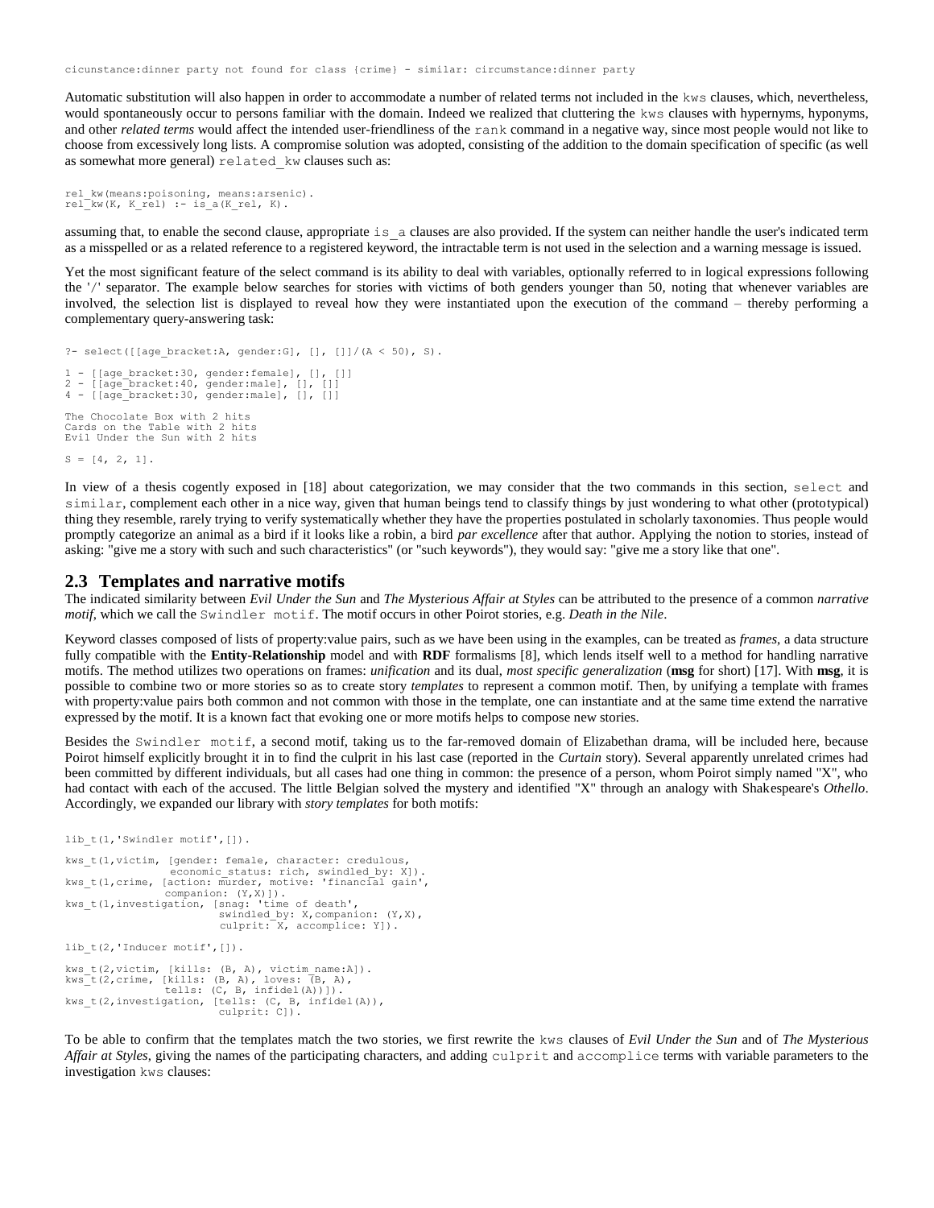```
cicunstance:dinner party not found for class {crime} - similar: circumstance:dinner party
```

Automatic substitution will also happen in order to accommodate a number of related terms not included in the `kws` clauses, which, nevertheless, would spontaneously occur to persons familiar with the domain. Indeed we realized that cluttering the `kws` clauses with hypernyms, hyponyms, and other *related terms* would affect the intended user-friendliness of the `rank` command in a negative way, since most people would not like to choose from excessively long lists. A compromise solution was adopted, consisting of the addition to the domain specification of specific (as well as somewhat more general) `related_kw` clauses such as:

```
rel_kw(means:poisoning, means:arsenic).
rel_kw(K, K_rel) :- is_a(K_rel, K).
```

assuming that, to enable the second clause, appropriate `is_a` clauses are also provided. If the system can neither handle the user's indicated term as a misspelled or as a related reference to a registered keyword, the intractable term is not used in the selection and a warning message is issued.

Yet the most significant feature of the select command is its ability to deal with variables, optionally referred to in logical expressions following the '/' separator. The example below searches for stories with victims of both genders younger than 50, noting that whenever variables are involved, the selection list is displayed to reveal how they were instantiated upon the execution of the command – thereby performing a complementary query-answering task:

```
?- select([[age_bracket:A, gender:G], [], []]/(A < 50), S).

1 - [[age_bracket:30, gender:female], [], []]
2 - [[age_bracket:40, gender:male], [], []]
4 - [[age_bracket:30, gender:male], [], []]

The Chocolate Box with 2 hits
Cards on the Table with 2 hits
Evil Under the Sun with 2 hits

S = [4, 2, 1].
```

In view of a thesis cogently exposed in [18] about categorization, we may consider that the two commands in this section, `select` and `similar`, complement each other in a nice way, given that human beings tend to classify things by just wondering to what other (prototypical) thing they resemble, rarely trying to verify systematically whether they have the properties postulated in scholarly taxonomies. Thus people would promptly categorize an animal as a bird if it looks like a robin, a bird *par excellence* after that author. Applying the notion to stories, instead of asking: "give me a story with such and such characteristics" (or "such keywords"), they would say: "give me a story like that one".

## 2.3 Templates and narrative motifs

The indicated similarity between *Evil Under the Sun* and *The Mysterious Affair at Styles* can be attributed to the presence of a common *narrative motif*, which we call the `Swindler motif`. The motif occurs in other Poirot stories, e.g. *Death in the Nile*.

Keyword classes composed of lists of property:value pairs, such as we have been using in the examples, can be treated as *frames*, a data structure fully compatible with the **Entity-Relationship** model and with **RDF** formalisms [8], which lends itself well to a method for handling narrative motifs. The method utilizes two operations on frames: *unification* and its dual, *most specific generalization* (**msg** for short) [17]. With **msg**, it is possible to combine two or more stories so as to create story *templates* to represent a common motif. Then, by unifying a template with frames with property:value pairs both common and not common with those in the template, one can instantiate and at the same time extend the narrative expressed by the motif. It is a known fact that evoking one or more motifs helps to compose new stories.

Besides the `Swindler motif`, a second motif, taking us to the far-removed domain of Elizabethan drama, will be included here, because Poirot himself explicitly brought it in to find the culprit in his last case (reported in the *Curtain* story). Several apparently unrelated crimes had been committed by different individuals, but all cases had one thing in common: the presence of a person, whom Poirot simply named "X", who had contact with each of the accused. The little Belgian solved the mystery and identified "X" through an analogy with Shakespeare's *Othello*. Accordingly, we expanded our library with *story templates* for both motifs:

```
lib_t(1,'Swindler motif',[]).

kws_t(1,victim, [gender: female, character: credulous,
                 economic_status: rich, swindled_by: X]).
kws_t(1,crime, [action: murder, motive: 'financial gain',
                companion: (Y,X)]).
kws_t(1,investigation, [snag: 'time of death',
                        swindled_by: X,companion: (Y,X),
                        culprit: X, accomplice: Y]).

lib_t(2,'Inducer motif',[]).

kws_t(2,victim, [kills: (B, A), victim_name:A]).
kws_t(2,crime, [kills: (B, A), loves: (B, A),
                tells: (C, B, infidel(A))]).
kws_t(2,investigation, [tells: (C, B, infidel(A)),
                        culprit: C]).
```

To be able to confirm that the templates match the two stories, we first rewrite the `kws` clauses of *Evil Under the Sun* and of *The Mysterious Affair at Styles*, giving the names of the participating characters, and adding `culprit` and `accomplice` terms with variable parameters to the investigation `kws` clauses: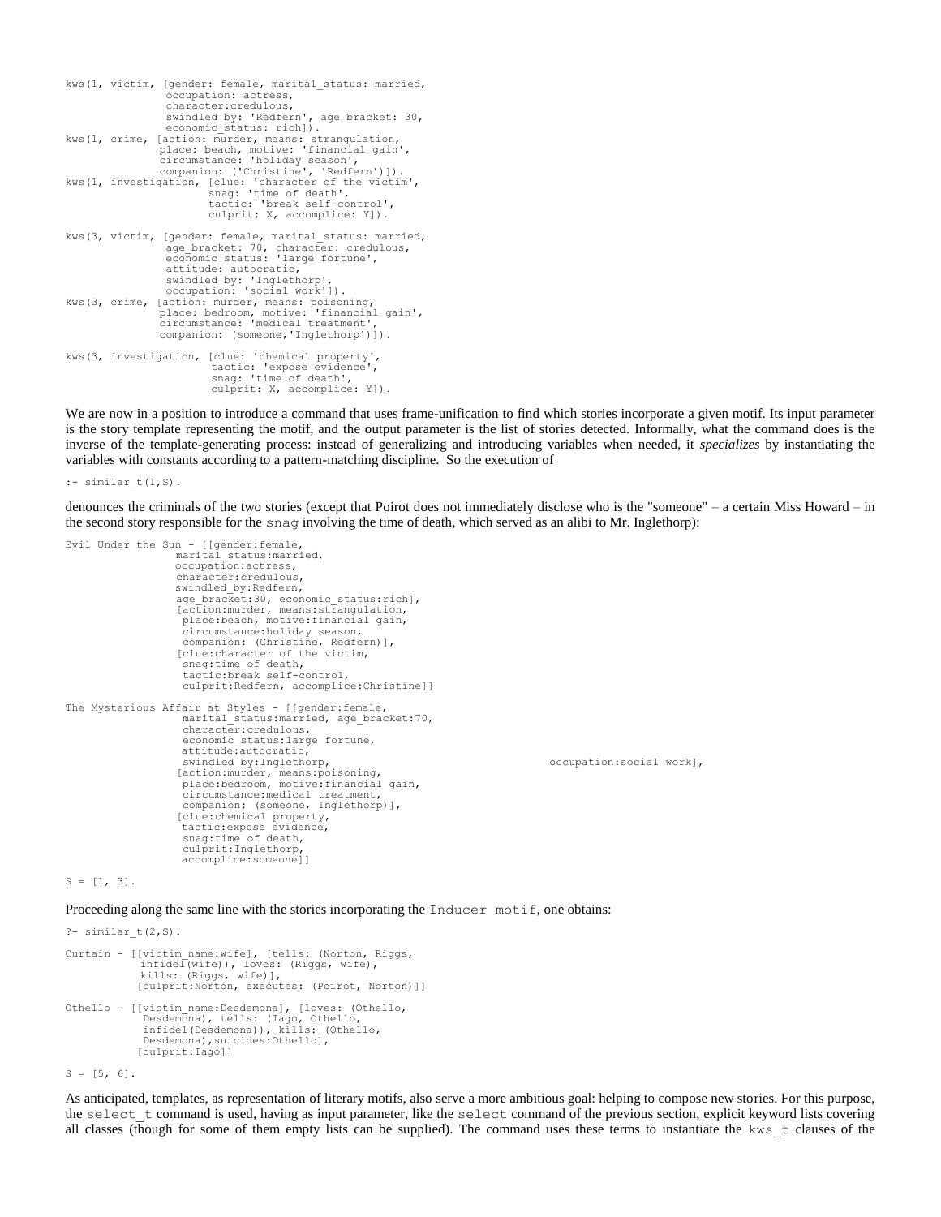```
kws(1, victim, [gender: female, marital_status: married,
                occupation: actress,
                character:credulous,
                swindled_by: 'Redfern', age_bracket: 30,
                economic_status: rich]).
kws(1, crime, [action: murder, means: strangulation,
               place: beach, motive: 'financial gain',
               circumstance: 'holiday season',
               companion: ('Christine', 'Redfern')]).
kws(1, investigation, [clue: 'character of the victim',
                       snag: 'time of death',
                       tactic: 'break self-control',
                       culprit: X, accomplice: Y]).

kws(3, victim, [gender: female, marital_status: married,
                age_bracket: 70, character: credulous,
                economic_status: 'large fortune',
                attitude: autocratic,
                swindled_by: 'Inglethorp',
                occupation: 'social work']).
kws(3, crime, [action: murder, means: poisoning,
               place: bedroom, motive: 'financial gain',
               circumstance: 'medical treatment',
               companion: (someone,'Inglethorp')]).

kws(3, investigation, [clue: 'chemical property',
                       tactic: 'expose evidence',
                       snag: 'time of death',
                       culprit: X, accomplice: Y]).
```

We are now in a position to introduce a command that uses frame-unification to find which stories incorporate a given motif. Its input parameter is the story template representing the motif, and the output parameter is the list of stories detected. Informally, what the command does is the inverse of the template-generating process: instead of generalizing and introducing variables when needed, it *specializes* by instantiating the variables with constants according to a pattern-matching discipline. So the execution of

```
:- similar_t(1,S).
```

denounces the criminals of the two stories (except that Poirot does not immediately disclose who is the "someone" – a certain Miss Howard – in the second story responsible for the `snag` involving the time of death, which served as an alibi to Mr. Inglethorp):

```
Evil Under the Sun - [[gender:female,
                  marital_status:married,
                  occupation:actress,
                  character:credulous,
                  swindled_by:Redfern,
                  age_bracket:30, economic_status:rich],
                  [action:murder, means:strangulation,
                   place:beach, motive:financial gain,
                   circumstance:holiday season,
                   companion: (Christine, Redfern)],
                  [clue:character of the victim,
                   snag:time of death,
                   tactic:break self-control,
                   culprit:Redfern, accomplice:Christine]]

The Mysterious Affair at Styles - [[gender:female,
                   marital_status:married, age_bracket:70,
                   character:credulous,
                   economic_status:large fortune,
                   attitude:autocratic,
                   swindled_by:Inglethorp,                    occupation:social work],
                  [action:murder, means:poisoning,
                   place:bedroom, motive:financial gain,
                   circumstance:medical treatment,
                   companion: (someone, Inglethorp)],
                  [clue:chemical property,
                   tactic:expose evidence,
                   snag:time of death,
                   culprit:Inglethorp,
                   accomplice:someone]]

S = [1, 3].
```

Proceeding along the same line with the stories incorporating the `Inducer motif`, one obtains:

```
?- similar_t(2,S).

Curtain - [[victim_name:wife], [tells: (Norton, Riggs,
           infidel(wife)), loves: (Riggs, wife),
           kills: (Riggs, wife)],
          [culprit:Norton, executes: (Poirot, Norton)]]

Othello - [[victim_name:Desdemona], [loves: (Othello,
           Desdemona), tells: (Iago, Othello,
           infidel(Desdemona)), kills: (Othello,
           Desdemona),suicides:Othello],
          [culprit:Iago]]

S = [5, 6].
```

As anticipated, templates, as representation of literary motifs, also serve a more ambitious goal: helping to compose new stories. For this purpose, the `select_t` command is used, having as input parameter, like the `select` command of the previous section, explicit keyword lists covering all classes (though for some of them empty lists can be supplied). The command uses these terms to instantiate the `kws_t` clauses of the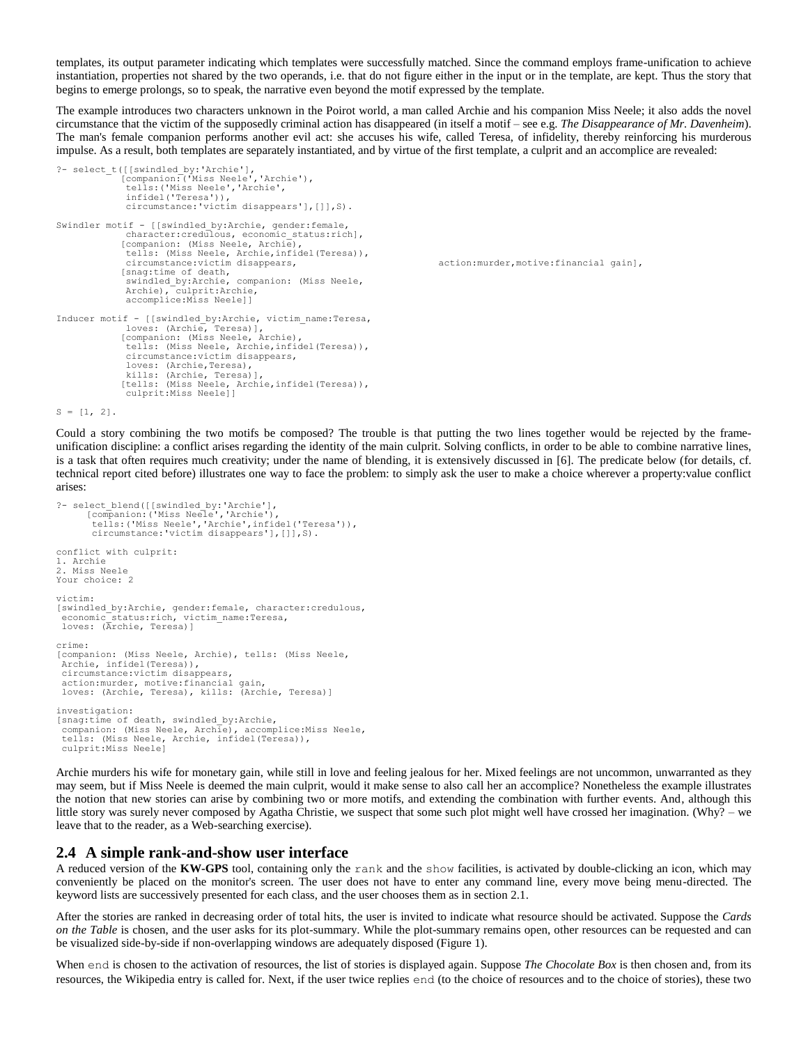templates, its output parameter indicating which templates were successfully matched. Since the command employs frame-unification to achieve instantiation, properties not shared by the two operands, i.e. that do not figure either in the input or in the template, are kept. Thus the story that begins to emerge prolongs, so to speak, the narrative even beyond the motif expressed by the template.

The example introduces two characters unknown in the Poirot world, a man called Archie and his companion Miss Neele; it also adds the novel circumstance that the victim of the supposedly criminal action has disappeared (in itself a motif – see e.g. *The Disappearance of Mr. Davenheim*). The man's female companion performs another evil act: she accuses his wife, called Teresa, of infidelity, thereby reinforcing his murderous impulse. As a result, both templates are separately instantiated, and by virtue of the first template, a culprit and an accomplice are revealed:

```
?- select_t([[swindled_by:'Archie'],
            [companion:('Miss Neele','Archie'),
             tells:('Miss Neele','Archie',
             infidel('Teresa')),
             circumstance:'victim disappears'],[]],S).

Swindler motif - [[swindled_by:Archie, gender:female,
             character:credulous, economic_status:rich],
            [companion: (Miss Neele, Archie),
             tells: (Miss Neele, Archie,infidel(Teresa)),
             circumstance:victim disappears,                              action:murder,motive:financial gain],
            [snag:time of death,
             swindled_by:Archie, companion: (Miss Neele,
             Archie), culprit:Archie,
             accomplice:Miss Neele]]

Inducer motif - [[swindled_by:Archie, victim_name:Teresa,
             loves: (Archie, Teresa)],
            [companion: (Miss Neele, Archie),
             tells: (Miss Neele, Archie,infidel(Teresa)),
             circumstance:victim disappears,
             loves: (Archie,Teresa),
             kills: (Archie, Teresa)],
            [tells: (Miss Neele, Archie,infidel(Teresa)),
             culprit:Miss Neele]]

S = [1, 2].
```

Could a story combining the two motifs be composed? The trouble is that putting the two lines together would be rejected by the frame-unification discipline: a conflict arises regarding the identity of the main culprit. Solving conflicts, in order to be able to combine narrative lines, is a task that often requires much creativity; under the name of blending, it is extensively discussed in [6]. The predicate below (for details, cf. technical report cited before) illustrates one way to face the problem: to simply ask the user to make a choice wherever a property:value conflict arises:

```
?- select_blend([[swindled_by:'Archie'],
      [companion:('Miss Neele','Archie'),
       tells:('Miss Neele','Archie',infidel('Teresa')),
       circumstance:'victim disappears'],[]],S).

conflict with culprit:
1. Archie
2. Miss Neele
Your choice: 2

victim:
[swindled_by:Archie, gender:female, character:credulous,
 economic_status:rich, victim_name:Teresa,
 loves: (Archie, Teresa)]

crime:
[companion: (Miss Neele, Archie), tells: (Miss Neele,
 Archie, infidel(Teresa)),
 circumstance:victim disappears,
 action:murder, motive:financial gain,
 loves: (Archie, Teresa), kills: (Archie, Teresa)]

investigation:
[snag:time of death, swindled_by:Archie,
 companion: (Miss Neele, Archie), accomplice:Miss Neele,
 tells: (Miss Neele, Archie, infidel(Teresa)),
 culprit:Miss Neele]
```

Archie murders his wife for monetary gain, while still in love and feeling jealous for her. Mixed feelings are not uncommon, unwarranted as they may seem, but if Miss Neele is deemed the main culprit, would it make sense to also call her an accomplice? Nonetheless the example illustrates the notion that new stories can arise by combining two or more motifs, and extending the combination with further events. And, although this little story was surely never composed by Agatha Christie, we suspect that some such plot might well have crossed her imagination. (Why? – we leave that to the reader, as a Web-searching exercise).

## 2.4 A simple rank-and-show user interface

A reduced version of the **KW-GPS** tool, containing only the `rank` and the `show` facilities, is activated by double-clicking an icon, which may conveniently be placed on the monitor's screen. The user does not have to enter any command line, every move being menu-directed. The keyword lists are successively presented for each class, and the user chooses them as in section 2.1.

After the stories are ranked in decreasing order of total hits, the user is invited to indicate what resource should be activated. Suppose the *Cards on the Table* is chosen, and the user asks for its plot-summary. While the plot-summary remains open, other resources can be requested and can be visualized side-by-side if non-overlapping windows are adequately disposed (Figure 1).

When `end` is chosen to the activation of resources, the list of stories is displayed again. Suppose *The Chocolate Box* is then chosen and, from its resources, the Wikipedia entry is called for. Next, if the user twice replies `end` (to the choice of resources and to the choice of stories), these two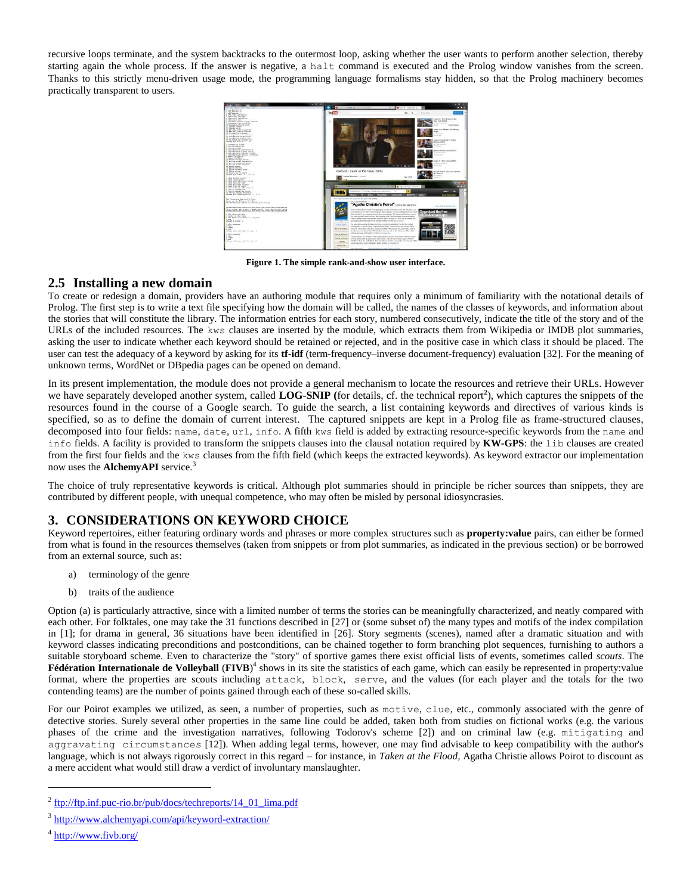recursive loops terminate, and the system backtracks to the outermost loop, asking whether the user wants to perform another selection, thereby starting again the whole process. If the answer is negative, a `halt` command is executed and the Prolog window vanishes from the screen. Thanks to this strictly menu-driven usage mode, the programming language formalisms stay hidden, so that the Prolog machinery becomes practically transparent to users.

**Figure 1. The simple rank-and-show user interface.**

## 2.5 Installing a new domain

To create or redesign a domain, providers have an authoring module that requires only a minimum of familiarity with the notational details of Prolog. The first step is to write a text file specifying how the domain will be called, the names of the classes of keywords, and information about the stories that will constitute the library. The information entries for each story, numbered consecutively, indicate the title of the story and of the URLs of the included resources. The `kws` clauses are inserted by the module, which extracts them from Wikipedia or IMDB plot summaries, asking the user to indicate whether each keyword should be retained or rejected, and in the positive case in which class it should be placed. The user can test the adequacy of a keyword by asking for its **tf-idf** (term-frequency–inverse document-frequency) evaluation [32]. For the meaning of unknown terms, WordNet or DBpedia pages can be opened on demand.

In its present implementation, the module does not provide a general mechanism to locate the resources and retrieve their URLs. However we have separately developed another system, called **LOG-SNIP** (for details, cf. the technical report[2]), which captures the snippets of the resources found in the course of a Google search. To guide the search, a list containing keywords and directives of various kinds is specified, so as to define the domain of current interest. The captured snippets are kept in a Prolog file as frame-structured clauses, decomposed into four fields: `name`, `date`, `url`, `info`. A fifth `kws` field is added by extracting resource-specific keywords from the `name` and `info` fields. A facility is provided to transform the snippets clauses into the clausal notation required by **KW-GPS**: the `lib` clauses are created from the first four fields and the `kws` clauses from the fifth field (which keeps the extracted keywords). As keyword extractor our implementation now uses the **AlchemyAPI** service.[3]

The choice of truly representative keywords is critical. Although plot summaries should in principle be richer sources than snippets, they are contributed by different people, with unequal competence, who may often be misled by personal idiosyncrasies.

# 3. CONSIDERATIONS ON KEYWORD CHOICE

Keyword repertoires, either featuring ordinary words and phrases or more complex structures such as **property:value** pairs, can either be formed from what is found in the resources themselves (taken from snippets or from plot summaries, as indicated in the previous section) or be borrowed from an external source, such as:

a) terminology of the genre

b) traits of the audience

Option (a) is particularly attractive, since with a limited number of terms the stories can be meaningfully characterized, and neatly compared with each other. For folktales, one may take the 31 functions described in [27] or (some subset of) the many types and motifs of the index compilation in [1]; for drama in general, 36 situations have been identified in [26]. Story segments (scenes), named after a dramatic situation and with keyword classes indicating preconditions and postconditions, can be chained together to form branching plot sequences, furnishing to authors a suitable storyboard scheme. Even to characterize the "story" of sportive games there exist official lists of events, sometimes called *scouts*. The **Fédération Internationale de Volleyball** (**FIVB**)[4] shows in its site the statistics of each game, which can easily be represented in property:value format, where the properties are scouts including `attack`, `block`, `serve`, and the values (for each player and the totals for the two contending teams) are the number of points gained through each of these so-called skills.

For our Poirot examples we utilized, as seen, a number of properties, such as `motive`, `clue`, etc., commonly associated with the genre of detective stories. Surely several other properties in the same line could be added, taken both from studies on fictional works (e.g. the various phases of the crime and the investigation narratives, following Todorov's scheme [2]) and on criminal law (e.g. `mitigating` and `aggravating circumstances` [12]). When adding legal terms, however, one may find advisable to keep compatibility with the author's language, which is not always rigorously correct in this regard – for instance, in *Taken at the Flood*, Agatha Christie allows Poirot to discount as a mere accident what would still draw a verdict of involuntary manslaughter.

---

[2] ftp://ftp.inf.puc-rio.br/pub/docs/techreports/14_01_lima.pdf

[3] http://www.alchemyapi.com/api/keyword-extraction/

[4] http://www.fivb.org/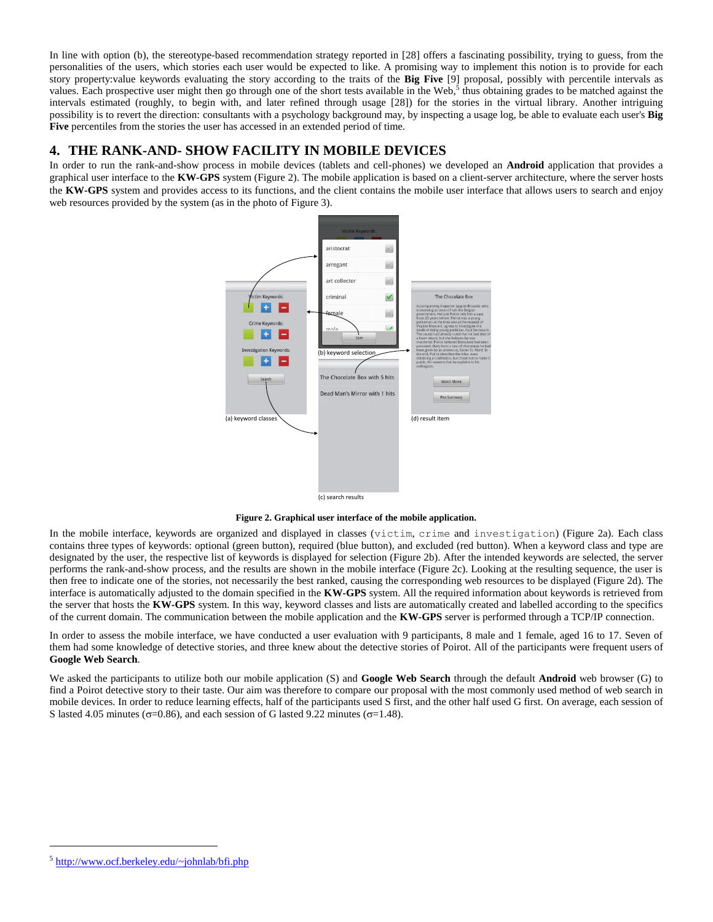In line with option (b), the stereotype-based recommendation strategy reported in [28] offers a fascinating possibility, trying to guess, from the personalities of the users, which stories each user would be expected to like. A promising way to implement this notion is to provide for each story property:value keywords evaluating the story according to the traits of the **Big Five** [9] proposal, possibly with percentile intervals as values. Each prospective user might then go through one of the short tests available in the Web,[5] thus obtaining grades to be matched against the intervals estimated (roughly, to begin with, and later refined through usage [28]) for the stories in the virtual library. Another intriguing possibility is to revert the direction: consultants with a psychology background may, by inspecting a usage log, be able to evaluate each user's **Big Five** percentiles from the stories the user has accessed in an extended period of time.

## 4. THE RANK-AND- SHOW FACILITY IN MOBILE DEVICES

In order to run the rank-and-show process in mobile devices (tablets and cell-phones) we developed an **Android** application that provides a graphical user interface to the **KW-GPS** system (Figure 2). The mobile application is based on a client-server architecture, where the server hosts the **KW-GPS** system and provides access to its functions, and the client contains the mobile user interface that allows users to search and enjoy web resources provided by the system (as in the photo of Figure 3).

**Figure 2. Graphical user interface of the mobile application.**

In the mobile interface, keywords are organized and displayed in classes (`victim`, `crime` and `investigation`) (Figure 2a). Each class contains three types of keywords: optional (green button), required (blue button), and excluded (red button). When a keyword class and type are designated by the user, the respective list of keywords is displayed for selection (Figure 2b). After the intended keywords are selected, the server performs the rank-and-show process, and the results are shown in the mobile interface (Figure 2c). Looking at the resulting sequence, the user is then free to indicate one of the stories, not necessarily the best ranked, causing the corresponding web resources to be displayed (Figure 2d). The interface is automatically adjusted to the domain specified in the **KW-GPS** system. All the required information about keywords is retrieved from the server that hosts the **KW-GPS** system. In this way, keyword classes and lists are automatically created and labelled according to the specifics of the current domain. The communication between the mobile application and the **KW-GPS** server is performed through a TCP/IP connection.

In order to assess the mobile interface, we have conducted a user evaluation with 9 participants, 8 male and 1 female, aged 16 to 17. Seven of them had some knowledge of detective stories, and three knew about the detective stories of Poirot. All of the participants were frequent users of **Google Web Search**.

We asked the participants to utilize both our mobile application (S) and **Google Web Search** through the default **Android** web browser (G) to find a Poirot detective story to their taste. Our aim was therefore to compare our proposal with the most commonly used method of web search in mobile devices. In order to reduce learning effects, half of the participants used S first, and the other half used G first. On average, each session of S lasted 4.05 minutes ($\sigma$=0.86), and each session of G lasted 9.22 minutes ($\sigma$=1.48).

[5] http://www.ocf.berkeley.edu/~johnlab/bfi.php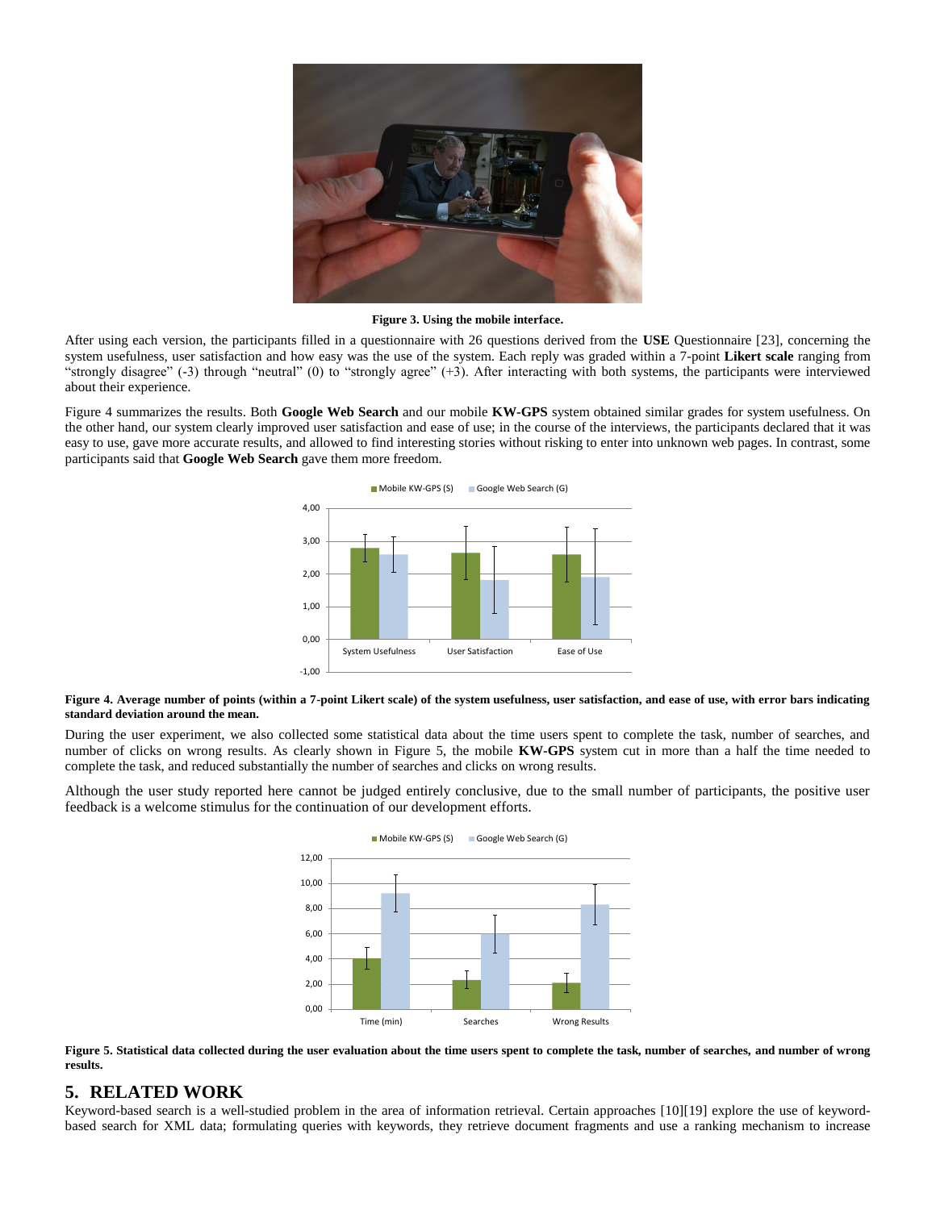**Figure 3. Using the mobile interface.**

After using each version, the participants filled in a questionnaire with 26 questions derived from the **USE** Questionnaire [23], concerning the system usefulness, user satisfaction and how easy was the use of the system. Each reply was graded within a 7-point **Likert scale** ranging from "strongly disagree" (-3) through "neutral" (0) to "strongly agree" (+3). After interacting with both systems, the participants were interviewed about their experience.

Figure 4 summarizes the results. Both **Google Web Search** and our mobile **KW-GPS** system obtained similar grades for system usefulness. On the other hand, our system clearly improved user satisfaction and ease of use; in the course of the interviews, the participants declared that it was easy to use, gave more accurate results, and allowed to find interesting stories without risking to enter into unknown web pages. In contrast, some participants said that **Google Web Search** gave them more freedom.

**Figure 4. Average number of points (within a 7-point Likert scale) of the system usefulness, user satisfaction, and ease of use, with error bars indicating standard deviation around the mean.**

During the user experiment, we also collected some statistical data about the time users spent to complete the task, number of searches, and number of clicks on wrong results. As clearly shown in Figure 5, the mobile **KW-GPS** system cut in more than a half the time needed to complete the task, and reduced substantially the number of searches and clicks on wrong results.

Although the user study reported here cannot be judged entirely conclusive, due to the small number of participants, the positive user feedback is a welcome stimulus for the continuation of our development efforts.

**Figure 5. Statistical data collected during the user evaluation about the time users spent to complete the task, number of searches, and number of wrong results.**

## 5. RELATED WORK

Keyword-based search is a well-studied problem in the area of information retrieval. Certain approaches [10][19] explore the use of keyword-based search for XML data; formulating queries with keywords, they retrieve document fragments and use a ranking mechanism to increase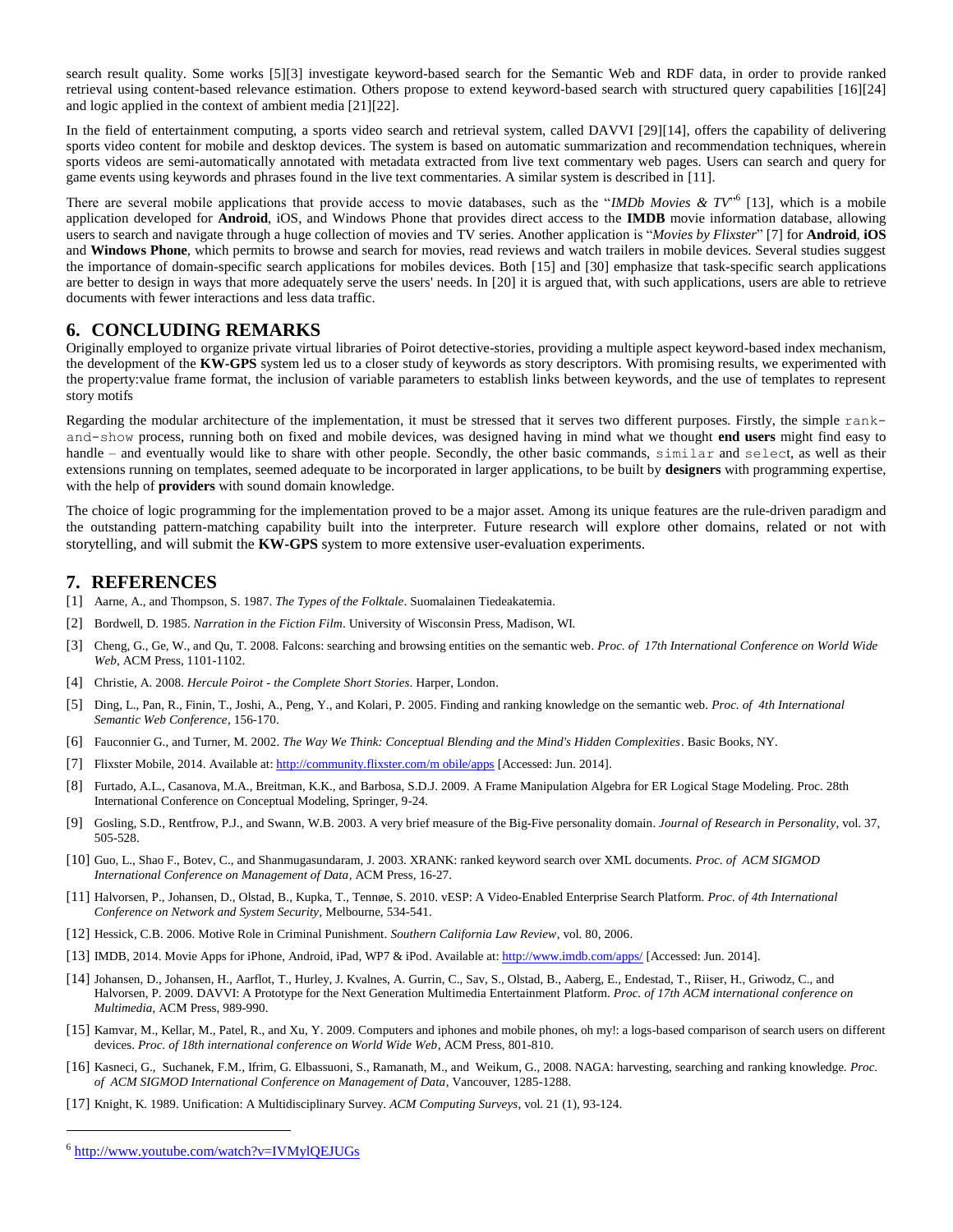search result quality. Some works [5][3] investigate keyword-based search for the Semantic Web and RDF data, in order to provide ranked retrieval using content-based relevance estimation. Others propose to extend keyword-based search with structured query capabilities [16][24] and logic applied in the context of ambient media [21][22].

In the field of entertainment computing, a sports video search and retrieval system, called DAVVI [29][14], offers the capability of delivering sports video content for mobile and desktop devices. The system is based on automatic summarization and recommendation techniques, wherein sports videos are semi-automatically annotated with metadata extracted from live text commentary web pages. Users can search and query for game events using keywords and phrases found in the live text commentaries. A similar system is described in [11].

There are several mobile applications that provide access to movie databases, such as the "*IMDb Movies & TV*"[6] [13], which is a mobile application developed for **Android**, iOS, and Windows Phone that provides direct access to the **IMDB** movie information database, allowing users to search and navigate through a huge collection of movies and TV series. Another application is "*Movies by Flixster*" [7] for **Android**, **iOS** and **Windows Phone**, which permits to browse and search for movies, read reviews and watch trailers in mobile devices. Several studies suggest the importance of domain-specific search applications for mobiles devices. Both [15] and [30] emphasize that task-specific search applications are better to design in ways that more adequately serve the users' needs. In [20] it is argued that, with such applications, users are able to retrieve documents with fewer interactions and less data traffic.

## 6. CONCLUDING REMARKS

Originally employed to organize private virtual libraries of Poirot detective-stories, providing a multiple aspect keyword-based index mechanism, the development of the **KW-GPS** system led us to a closer study of keywords as story descriptors. With promising results, we experimented with the property:value frame format, the inclusion of variable parameters to establish links between keywords, and the use of templates to represent story motifs

Regarding the modular architecture of the implementation, it must be stressed that it serves two different purposes. Firstly, the simple `rank-and-show` process, running both on fixed and mobile devices, was designed having in mind what we thought **end users** might find easy to handle – and eventually would like to share with other people. Secondly, the other basic commands, `similar` and `select`, as well as their extensions running on templates, seemed adequate to be incorporated in larger applications, to be built by **designers** with programming expertise, with the help of **providers** with sound domain knowledge.

The choice of logic programming for the implementation proved to be a major asset. Among its unique features are the rule-driven paradigm and the outstanding pattern-matching capability built into the interpreter. Future research will explore other domains, related or not with storytelling, and will submit the **KW-GPS** system to more extensive user-evaluation experiments.

## 7. REFERENCES

[1] Aarne, A., and Thompson, S. 1987. *The Types of the Folktale*. Suomalainen Tiedeakatemia.

[2] Bordwell, D. 1985. *Narration in the Fiction Film*. University of Wisconsin Press, Madison, WI.

[3] Cheng, G., Ge, W., and Qu, T. 2008. Falcons: searching and browsing entities on the semantic web. *Proc. of 17th International Conference on World Wide Web*, ACM Press, 1101-1102.

[4] Christie, A. 2008. *Hercule Poirot - the Complete Short Stories*. Harper, London.

[5] Ding, L., Pan, R., Finin, T., Joshi, A., Peng, Y., and Kolari, P. 2005. Finding and ranking knowledge on the semantic web. *Proc. of 4th International Semantic Web Conference*, 156-170.

[6] Fauconnier G., and Turner, M. 2002. *The Way We Think: Conceptual Blending and the Mind's Hidden Complexities*. Basic Books, NY.

[7] Flixster Mobile, 2014. Available at: http://community.flixster.com/m obile/apps [Accessed: Jun. 2014].

[8] Furtado, A.L., Casanova, M.A., Breitman, K.K., and Barbosa, S.D.J. 2009. A Frame Manipulation Algebra for ER Logical Stage Modeling. Proc. 28th International Conference on Conceptual Modeling, Springer, 9-24.

[9] Gosling, S.D., Rentfrow, P.J., and Swann, W.B. 2003. A very brief measure of the Big-Five personality domain. *Journal of Research in Personality*, vol. 37, 505-528.

[10] Guo, L., Shao F., Botev, C., and Shanmugasundaram, J. 2003. XRANK: ranked keyword search over XML documents. *Proc. of ACM SIGMOD International Conference on Management of Data*, ACM Press, 16-27.

[11] Halvorsen, P., Johansen, D., Olstad, B., Kupka, T., Tennøe, S. 2010. vESP: A Video-Enabled Enterprise Search Platform. *Proc. of 4th International Conference on Network and System Security*, Melbourne, 534-541.

[12] Hessick, C.B. 2006. Motive Role in Criminal Punishment. *Southern California Law Review*, vol. 80, 2006.

[13] IMDB, 2014. Movie Apps for iPhone, Android, iPad, WP7 & iPod. Available at: http://www.imdb.com/apps/ [Accessed: Jun. 2014].

[14] Johansen, D., Johansen, H., Aarflot, T., Hurley, J. Kvalnes, A. Gurrin, C., Sav, S., Olstad, B., Aaberg, E., Endestad, T., Riiser, H., Griwodz, C., and Halvorsen, P. 2009. DAVVI: A Prototype for the Next Generation Multimedia Entertainment Platform. *Proc. of 17th ACM international conference on Multimedia*, ACM Press, 989-990.

[15] Kamvar, M., Kellar, M., Patel, R., and Xu, Y. 2009. Computers and iphones and mobile phones, oh my!: a logs-based comparison of search users on different devices. *Proc. of 18th international conference on World Wide Web*, ACM Press, 801-810.

[16] Kasneci, G., Suchanek, F.M., Ifrim, G. Elbassuoni, S., Ramanath, M., and Weikum, G., 2008. NAGA: harvesting, searching and ranking knowledge. *Proc. of ACM SIGMOD International Conference on Management of Data*, Vancouver, 1285-1288.

[17] Knight, K. 1989. Unification: A Multidisciplinary Survey. *ACM Computing Surveys*, vol. 21 (1), 93-124.

---

[6] http://www.youtube.com/watch?v=IVMylQEJUGs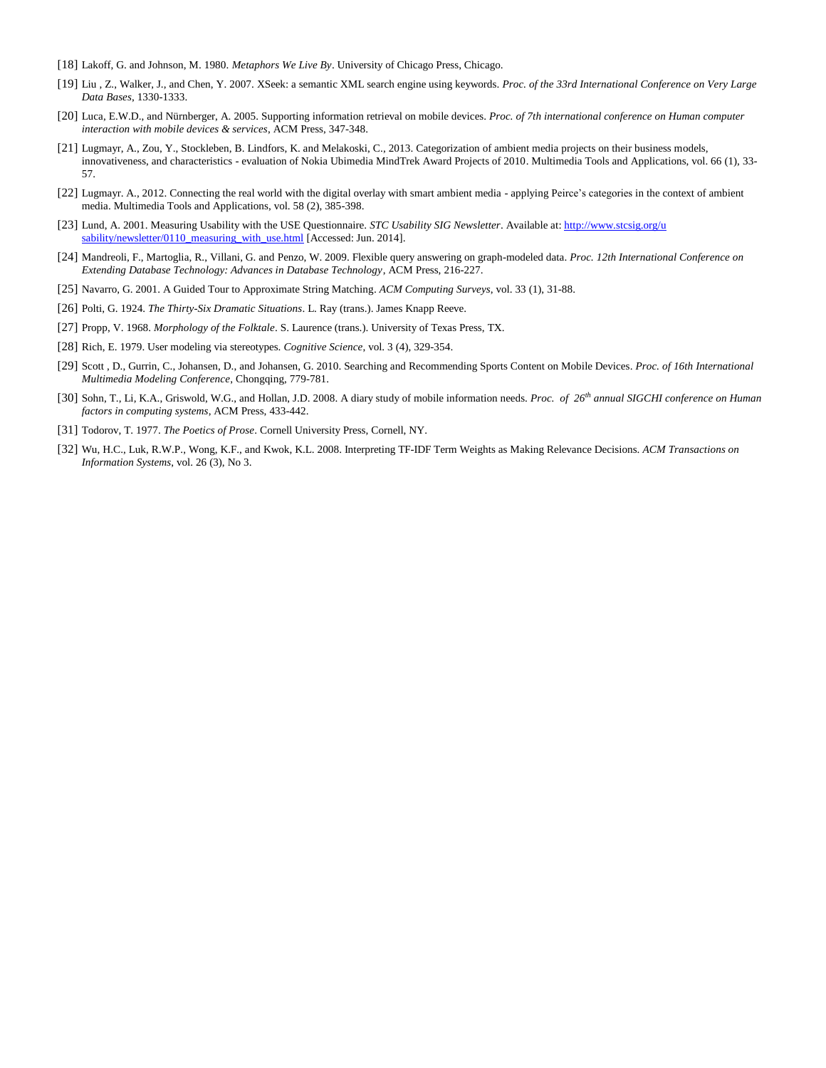[18] Lakoff, G. and Johnson, M. 1980. *Metaphors We Live By*. University of Chicago Press, Chicago.

[19] Liu , Z., Walker, J., and Chen, Y. 2007. XSeek: a semantic XML search engine using keywords. *Proc. of the 33rd International Conference on Very Large Data Bases*, 1330-1333.

[20] Luca, E.W.D., and Nürnberger, A. 2005. Supporting information retrieval on mobile devices. *Proc. of 7th international conference on Human computer interaction with mobile devices & services*, ACM Press, 347-348.

[21] Lugmayr, A., Zou, Y., Stockleben, B. Lindfors, K. and Melakoski, C., 2013. Categorization of ambient media projects on their business models, innovativeness, and characteristics - evaluation of Nokia Ubimedia MindTrek Award Projects of 2010. Multimedia Tools and Applications, vol. 66 (1), 33-57.

[22] Lugmayr. A., 2012. Connecting the real world with the digital overlay with smart ambient media - applying Peirce's categories in the context of ambient media. Multimedia Tools and Applications, vol. 58 (2), 385-398.

[23] Lund, A. 2001. Measuring Usability with the USE Questionnaire. *STC Usability SIG Newsletter*. Available at: http://www.stcsig.org/usability/newsletter/0110_measuring_with_use.html [Accessed: Jun. 2014].

[24] Mandreoli, F., Martoglia, R., Villani, G. and Penzo, W. 2009. Flexible query answering on graph-modeled data. *Proc. 12th International Conference on Extending Database Technology: Advances in Database Technology*, ACM Press, 216-227.

[25] Navarro, G. 2001. A Guided Tour to Approximate String Matching. *ACM Computing Surveys*, vol. 33 (1), 31-88.

[26] Polti, G. 1924. *The Thirty-Six Dramatic Situations*. L. Ray (trans.). James Knapp Reeve.

[27] Propp, V. 1968. *Morphology of the Folktale*. S. Laurence (trans.). University of Texas Press, TX.

[28] Rich, E. 1979. User modeling via stereotypes. *Cognitive Science*, vol. 3 (4), 329-354.

[29] Scott , D., Gurrin, C., Johansen, D., and Johansen, G. 2010. Searching and Recommending Sports Content on Mobile Devices. *Proc. of 16th International Multimedia Modeling Conference*, Chongqing, 779-781.

[30] Sohn, T., Li, K.A., Griswold, W.G., and Hollan, J.D. 2008. A diary study of mobile information needs. *Proc. of 26th annual SIGCHI conference on Human factors in computing systems*, ACM Press, 433-442.

[31] Todorov, T. 1977. *The Poetics of Prose*. Cornell University Press, Cornell, NY.

[32] Wu, H.C., Luk, R.W.P., Wong, K.F., and Kwok, K.L. 2008. Interpreting TF-IDF Term Weights as Making Relevance Decisions. *ACM Transactions on Information Systems*, vol. 26 (3), No 3.